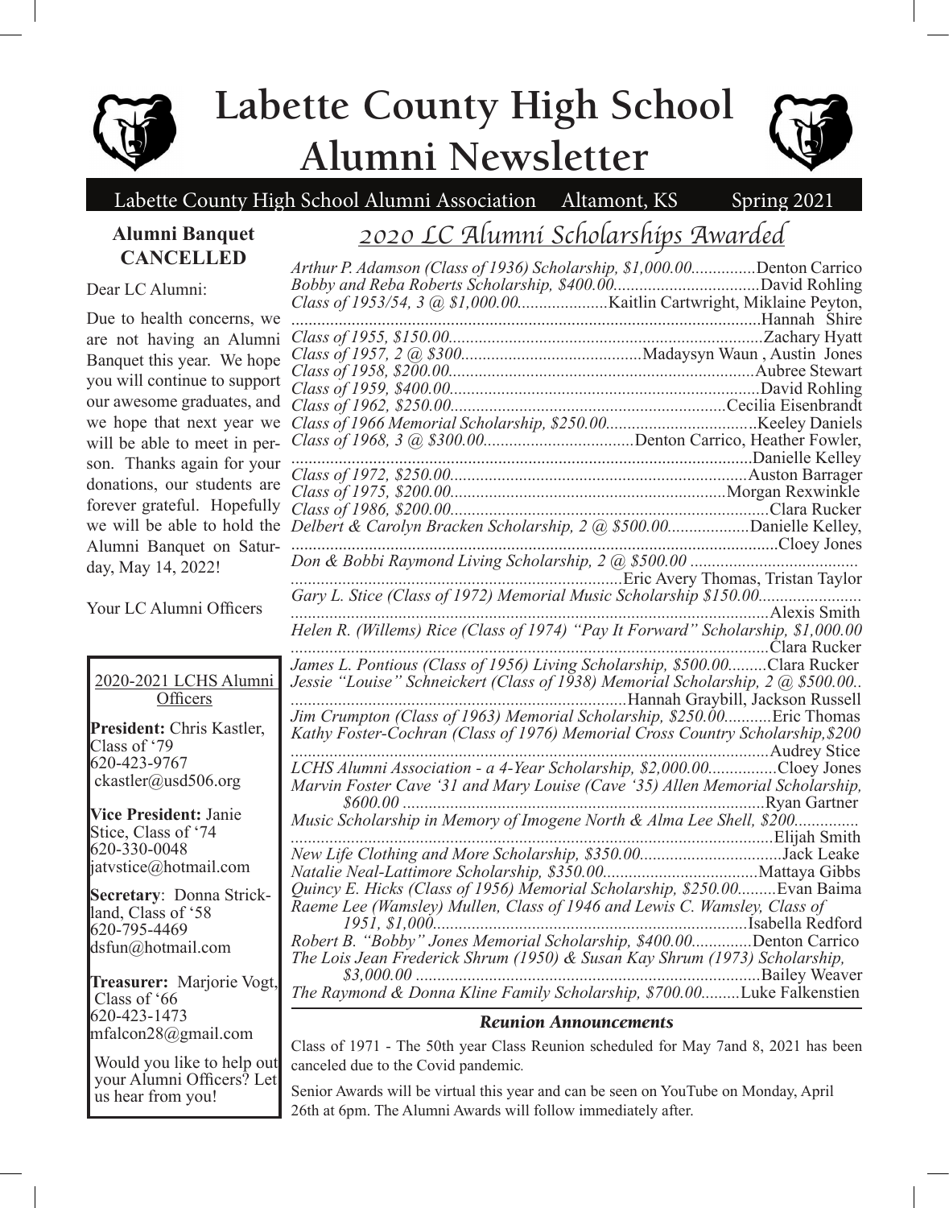# Labette County High School Alumni Newsletter

Labette County High School Alumni Association  Altamont, KS  Spring 2021

## Alumni Banquet CANCELLED

Dear LC Alumni:

Due to health concerns, we are not having an Alumni Banquet this year. We hope you will continue to support our awesome graduates, and we hope that next year we will be able to meet in person. Thanks again for your donations, our students are forever grateful. Hopefully we will be able to hold the Alumni Banquet on Saturday, May 14, 2022!

Your LC Alumni Officers

### 2020-2021 LCHS Alumni Officers

**President:** Chris Kastler, Class of '79
620-423-9767
ckastler@usd506.org

**Vice President:** Janie Stice, Class of '74
620-330-0048
jatvstice@hotmail.com

**Secretary**: Donna Strickland, Class of '58
620-795-4469
dsfun@hotmail.com

**Treasurer:** Marjorie Vogt, Class of '66
620-423-1473
mfalcon28@gmail.com

Would you like to help out your Alumni Officers? Let us hear from you!

## 2020 LC Alumni Scholarships Awarded

*Arthur P. Adamson (Class of 1936) Scholarship, $1,000.00*...............Denton Carrico
*Bobby and Reba Roberts Scholarship, $400.00*..................................David Rohling
*Class of 1953/54, 3 @ $1,000.00*.....................Kaitlin Cartwright, Miklaine Peyton, Hannah Shire
*Class of 1955, $150.00*........................................................................Zachary Hyatt
*Class of 1957, 2 @ $300*..........................................Madaysyn Waun , Austin Jones
*Class of 1958, $200.00*.......................................................................Aubree Stewart
*Class of 1959, $400.00*........................................................................David Rohling
*Class of 1962, $250.00*................................................................Cecilia Eisenbrandt
*Class of 1966 Memorial Scholarship, $250.00*...................................Keeley Daniels
*Class of 1968, 3 @ $300.00*...................................Denton Carrico, Heather Fowler, Danielle Kelley
*Class of 1972, $250.00*....................................................................Auston Barrager
*Class of 1975, $200.00*................................................................Morgan Rexwinkle
*Class of 1986, $200.00*.........................................................................Clara Rucker
*Delbert & Carolyn Bracken Scholarship, 2 @ $500.00*...................Danielle Kelley, Cloey Jones
*Don & Bobbi Raymond Living Scholarship, 2 @ $500.00* .......................................Eric Avery Thomas, Tristan Taylor
*Gary L. Stice (Class of 1972) Memorial Music Scholarship $150.00*........................Alexis Smith
*Helen R. (Willems) Rice (Class of 1974) "Pay It Forward" Scholarship, $1,000.00*..............Clara Rucker
*James L. Pontious (Class of 1956) Living Scholarship, $500.00*.........Clara Rucker
*Jessie "Louise" Schneickert (Class of 1938) Memorial Scholarship, 2 @ $500.00*..............Hannah Graybill, Jackson Russell
*Jim Crumpton (Class of 1963) Memorial Scholarship, $250.00*...........Eric Thomas
*Kathy Foster-Cochran (Class of 1976) Memorial Cross Country Scholarship,$200*..............Audrey Stice
*LCHS Alumni Association - a 4-Year Scholarship, $2,000.00*................Cloey Jones
*Marvin Foster Cave '31 and Mary Louise (Cave '35) Allen Memorial Scholarship, $600.00* ....................................................................Ryan Gartner
*Music Scholarship in Memory of Imogene North & Alma Lee Shell, $200*...............Elijah Smith
*New Life Clothing and More Scholarship, $350.00*.................................Jack Leake
*Natalie Neal-Lattimore Scholarship, $350.00*....................................Mattaya Gibbs
*Quincy E. Hicks (Class of 1956) Memorial Scholarship, $250.00*.........Evan Baima
*Raeme Lee (Wamsley) Mullen, Class of 1946 and Lewis C. Wamsley, Class of 1951, $1,000*.........................................................................Isabella Redford
*Robert B. "Bobby" Jones Memorial Scholarship, $400.00*..............Denton Carrico
*The Lois Jean Frederick Shrum (1950) & Susan Kay Shrum (1973) Scholarship, $3,000.00* ................................................................................Bailey Weaver
*The Raymond & Donna Kline Family Scholarship, $700.00*.........Luke Falkenstien

### *Reunion Announcements*

Class of 1971 - The 50th year Class Reunion scheduled for May 7and 8, 2021 has been canceled due to the Covid pandemic.

Senior Awards will be virtual this year and can be seen on YouTube on Monday, April 26th at 6pm. The Alumni Awards will follow immediately after.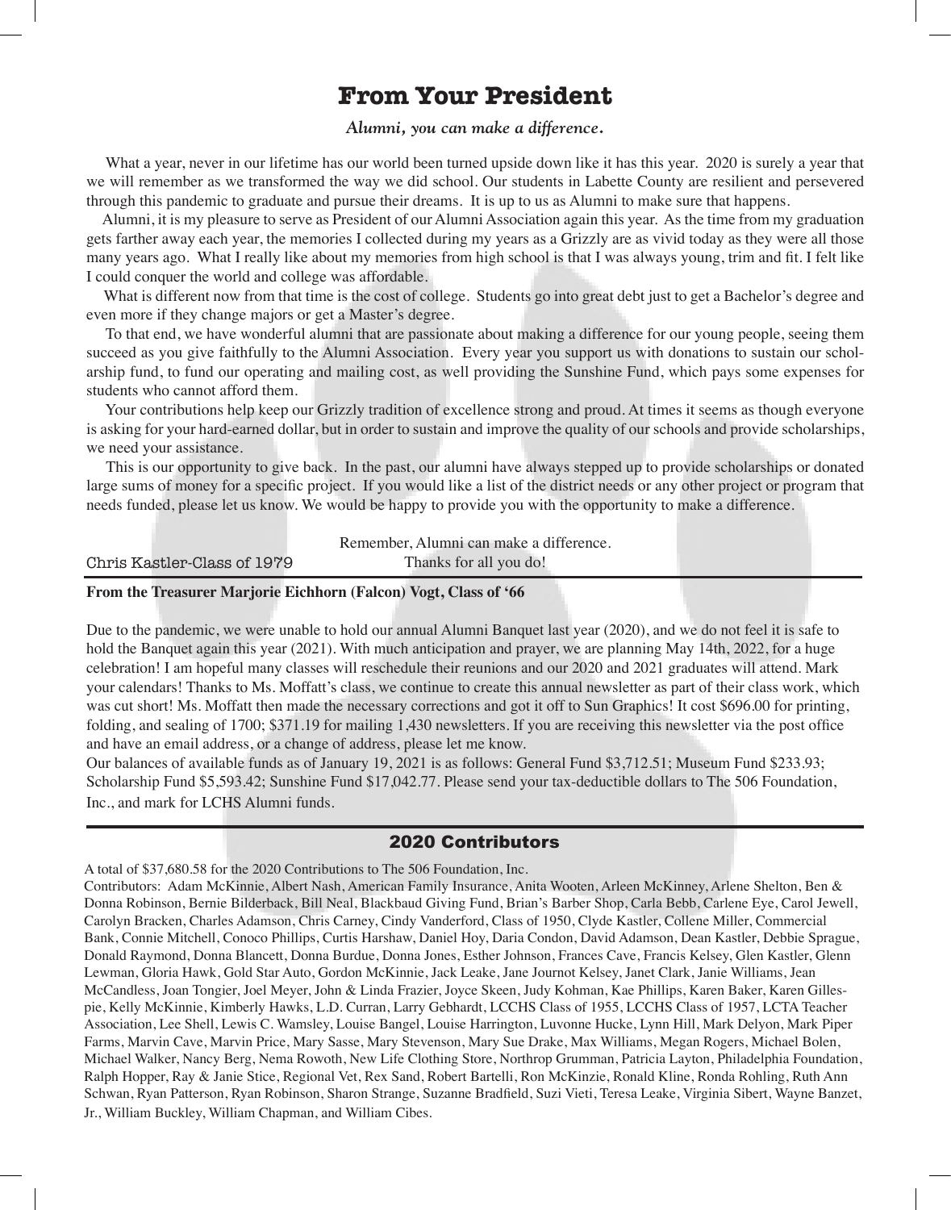# From Your President

*Alumni, you can make a difference.*

What a year, never in our lifetime has our world been turned upside down like it has this year. 2020 is surely a year that we will remember as we transformed the way we did school. Our students in Labette County are resilient and persevered through this pandemic to graduate and pursue their dreams. It is up to us as Alumni to make sure that happens.

Alumni, it is my pleasure to serve as President of our Alumni Association again this year. As the time from my graduation gets farther away each year, the memories I collected during my years as a Grizzly are as vivid today as they were all those many years ago. What I really like about my memories from high school is that I was always young, trim and fit. I felt like I could conquer the world and college was affordable.

What is different now from that time is the cost of college. Students go into great debt just to get a Bachelor's degree and even more if they change majors or get a Master's degree.

To that end, we have wonderful alumni that are passionate about making a difference for our young people, seeing them succeed as you give faithfully to the Alumni Association. Every year you support us with donations to sustain our scholarship fund, to fund our operating and mailing cost, as well providing the Sunshine Fund, which pays some expenses for students who cannot afford them.

Your contributions help keep our Grizzly tradition of excellence strong and proud. At times it seems as though everyone is asking for your hard-earned dollar, but in order to sustain and improve the quality of our schools and provide scholarships, we need your assistance.

This is our opportunity to give back. In the past, our alumni have always stepped up to provide scholarships or donated large sums of money for a specific project. If you would like a list of the district needs or any other project or program that needs funded, please let us know. We would be happy to provide you with the opportunity to make a difference.

Remember, Alumni can make a difference.
Thanks for all you do!

Chris Kastler-Class of 1979

**From the Treasurer Marjorie Eichhorn (Falcon) Vogt, Class of '66**

Due to the pandemic, we were unable to hold our annual Alumni Banquet last year (2020), and we do not feel it is safe to hold the Banquet again this year (2021). With much anticipation and prayer, we are planning May 14th, 2022, for a huge celebration! I am hopeful many classes will reschedule their reunions and our 2020 and 2021 graduates will attend. Mark your calendars! Thanks to Ms. Moffatt's class, we continue to create this annual newsletter as part of their class work, which was cut short! Ms. Moffatt then made the necessary corrections and got it off to Sun Graphics! It cost $696.00 for printing, folding, and sealing of 1700; $371.19 for mailing 1,430 newsletters. If you are receiving this newsletter via the post office and have an email address, or a change of address, please let me know.

Our balances of available funds as of January 19, 2021 is as follows: General Fund $3,712.51; Museum Fund $233.93; Scholarship Fund $5,593.42; Sunshine Fund $17,042.77. Please send your tax-deductible dollars to The 506 Foundation, Inc., and mark for LCHS Alumni funds.

## 2020 Contributors

A total of $37,680.58 for the 2020 Contributions to The 506 Foundation, Inc.

Contributors: Adam McKinnie, Albert Nash, American Family Insurance, Anita Wooten, Arleen McKinney, Arlene Shelton, Ben & Donna Robinson, Bernie Bilderback, Bill Neal, Blackbaud Giving Fund, Brian's Barber Shop, Carla Bebb, Carlene Eye, Carol Jewell, Carolyn Bracken, Charles Adamson, Chris Carney, Cindy Vanderford, Class of 1950, Clyde Kastler, Collene Miller, Commercial Bank, Connie Mitchell, Conoco Phillips, Curtis Harshaw, Daniel Hoy, Daria Condon, David Adamson, Dean Kastler, Debbie Sprague, Donald Raymond, Donna Blancett, Donna Burdue, Donna Jones, Esther Johnson, Frances Cave, Francis Kelsey, Glen Kastler, Glenn Lewman, Gloria Hawk, Gold Star Auto, Gordon McKinnie, Jack Leake, Jane Journot Kelsey, Janet Clark, Janie Williams, Jean McCandless, Joan Tongier, Joel Meyer, John & Linda Frazier, Joyce Skeen, Judy Kohman, Kae Phillips, Karen Baker, Karen Gillespie, Kelly McKinnie, Kimberly Hawks, L.D. Curran, Larry Gebhardt, LCCHS Class of 1955, LCCHS Class of 1957, LCTA Teacher Association, Lee Shell, Lewis C. Wamsley, Louise Bangel, Louise Harrington, Luvonne Hucke, Lynn Hill, Mark Delyon, Mark Piper Farms, Marvin Cave, Marvin Price, Mary Sasse, Mary Stevenson, Mary Sue Drake, Max Williams, Megan Rogers, Michael Bolen, Michael Walker, Nancy Berg, Nema Rowoth, New Life Clothing Store, Northrop Grumman, Patricia Layton, Philadelphia Foundation, Ralph Hopper, Ray & Janie Stice, Regional Vet, Rex Sand, Robert Bartelli, Ron McKinzie, Ronald Kline, Ronda Rohling, Ruth Ann Schwan, Ryan Patterson, Ryan Robinson, Sharon Strange, Suzanne Bradfield, Suzi Vieti, Teresa Leake, Virginia Sibert, Wayne Banzet, Jr., William Buckley, William Chapman, and William Cibes.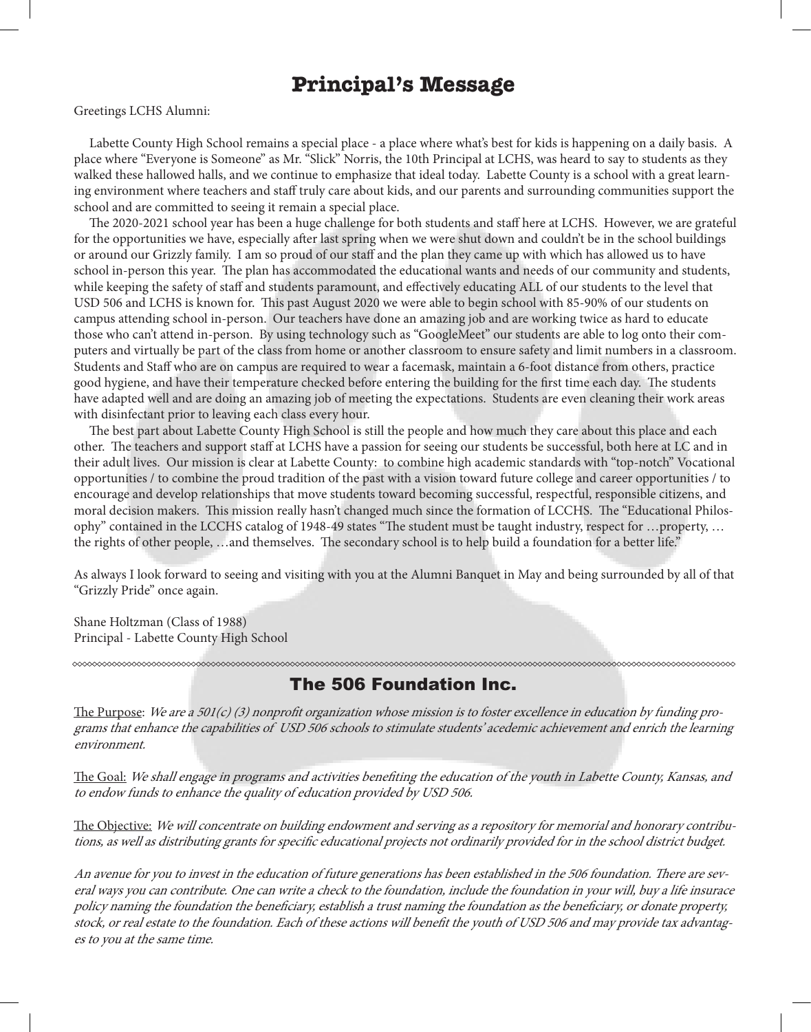# Principal's Message

Greetings LCHS Alumni:

Labette County High School remains a special place - a place where what's best for kids is happening on a daily basis. A place where "Everyone is Someone" as Mr. "Slick" Norris, the 10th Principal at LCHS, was heard to say to students as they walked these hallowed halls, and we continue to emphasize that ideal today. Labette County is a school with a great learning environment where teachers and staff truly care about kids, and our parents and surrounding communities support the school and are committed to seeing it remain a special place.

The 2020-2021 school year has been a huge challenge for both students and staff here at LCHS. However, we are grateful for the opportunities we have, especially after last spring when we were shut down and couldn't be in the school buildings or around our Grizzly family. I am so proud of our staff and the plan they came up with which has allowed us to have school in-person this year. The plan has accommodated the educational wants and needs of our community and students, while keeping the safety of staff and students paramount, and effectively educating ALL of our students to the level that USD 506 and LCHS is known for. This past August 2020 we were able to begin school with 85-90% of our students on campus attending school in-person. Our teachers have done an amazing job and are working twice as hard to educate those who can't attend in-person. By using technology such as "GoogleMeet" our students are able to log onto their computers and virtually be part of the class from home or another classroom to ensure safety and limit numbers in a classroom. Students and Staff who are on campus are required to wear a facemask, maintain a 6-foot distance from others, practice good hygiene, and have their temperature checked before entering the building for the first time each day. The students have adapted well and are doing an amazing job of meeting the expectations. Students are even cleaning their work areas with disinfectant prior to leaving each class every hour.

The best part about Labette County High School is still the people and how much they care about this place and each other. The teachers and support staff at LCHS have a passion for seeing our students be successful, both here at LC and in their adult lives. Our mission is clear at Labette County: to combine high academic standards with "top-notch" Vocational opportunities / to combine the proud tradition of the past with a vision toward future college and career opportunities / to encourage and develop relationships that move students toward becoming successful, respectful, responsible citizens, and moral decision makers. This mission really hasn't changed much since the formation of LCCHS. The "Educational Philosophy" contained in the LCCHS catalog of 1948-49 states "The student must be taught industry, respect for …property, … the rights of other people, …and themselves. The secondary school is to help build a foundation for a better life."

As always I look forward to seeing and visiting with you at the Alumni Banquet in May and being surrounded by all of that "Grizzly Pride" once again.

Shane Holtzman (Class of 1988)
Principal - Labette County High School

## The 506 Foundation Inc.

The Purpose: *We are a 501(c) (3) nonprofit organization whose mission is to foster excellence in education by funding programs that enhance the capabilities of USD 506 schools to stimulate students' acedemic achievement and enrich the learning environment.*

The Goal: *We shall engage in programs and activities benefiting the education of the youth in Labette County, Kansas, and to endow funds to enhance the quality of education provided by USD 506.*

The Objective: *We will concentrate on building endowment and serving as a repository for memorial and honorary contributions, as well as distributing grants for specific educational projects not ordinarily provided for in the school district budget.*

*An avenue for you to invest in the education of future generations has been established in the 506 foundation. There are several ways you can contribute. One can write a check to the foundation, include the foundation in your will, buy a life insurance policy naming the foundation the beneficiary, establish a trust naming the foundation as the beneficiary, or donate property, stock, or real estate to the foundation. Each of these actions will benefit the youth of USD 506 and may provide tax advantages to you at the same time.*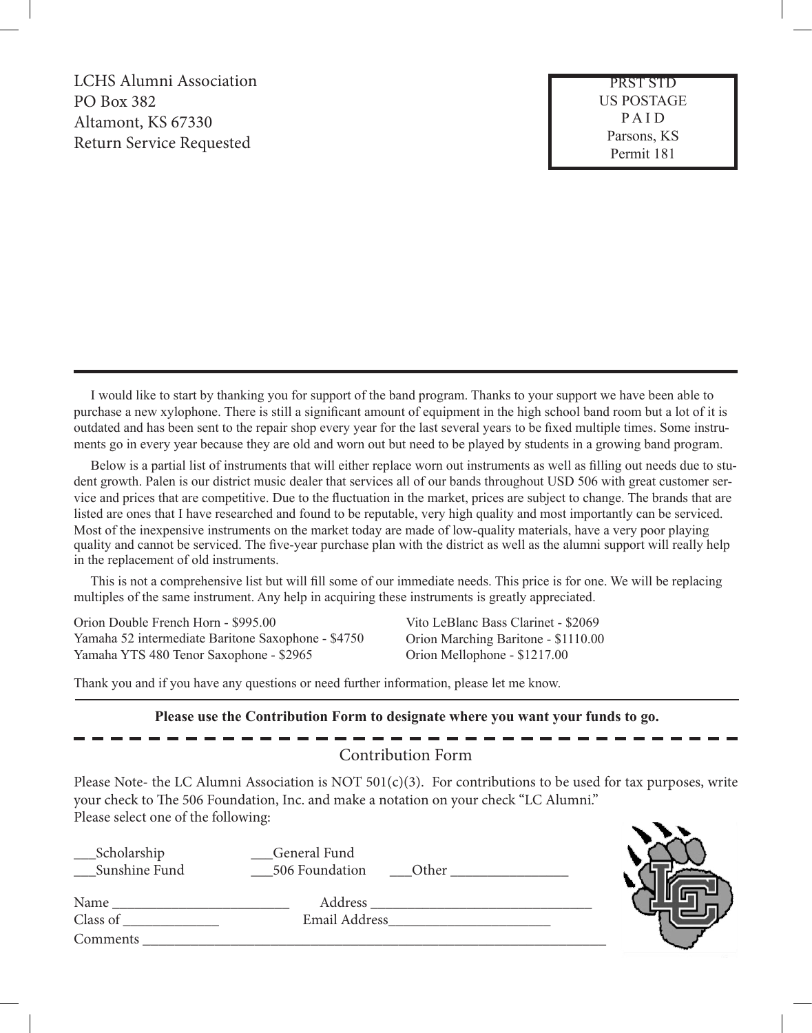LCHS Alumni Association
PO Box 382
Altamont, KS 67330
Return Service Requested

PRST STD
US POSTAGE
P A I D
Parsons, KS
Permit 181

---

I would like to start by thanking you for support of the band program. Thanks to your support we have been able to purchase a new xylophone. There is still a significant amount of equipment in the high school band room but a lot of it is outdated and has been sent to the repair shop every year for the last several years to be fixed multiple times. Some instruments go in every year because they are old and worn out but need to be played by students in a growing band program.

Below is a partial list of instruments that will either replace worn out instruments as well as filling out needs due to student growth. Palen is our district music dealer that services all of our bands throughout USD 506 with great customer service and prices that are competitive. Due to the fluctuation in the market, prices are subject to change. The brands that are listed are ones that I have researched and found to be reputable, very high quality and most importantly can be serviced. Most of the inexpensive instruments on the market today are made of low-quality materials, have a very poor playing quality and cannot be serviced. The five-year purchase plan with the district as well as the alumni support will really help in the replacement of old instruments.

This is not a comprehensive list but will fill some of our immediate needs. This price is for one. We will be replacing multiples of the same instrument. Any help in acquiring these instruments is greatly appreciated.

Orion Double French Horn - $995.00
Yamaha 52 intermediate Baritone Saxophone - $4750
Yamaha YTS 480 Tenor Saxophone - $2965
Vito LeBlanc Bass Clarinet - $2069
Orion Marching Baritone - $1110.00
Orion Mellophone - $1217.00

Thank you and if you have any questions or need further information, please let me know.

**Please use the Contribution Form to designate where you want your funds to go.**

## Contribution Form

Please Note- the LC Alumni Association is NOT 501(c)(3). For contributions to be used for tax purposes, write your check to The 506 Foundation, Inc. and make a notation on your check "LC Alumni."
Please select one of the following:

___Scholarship ___General Fund
___Sunshine Fund ___506 Foundation ___Other ________________

Name ________________________ Address ______________________________
Class of _____________ Email Address______________________
Comments _________________________________________________________________